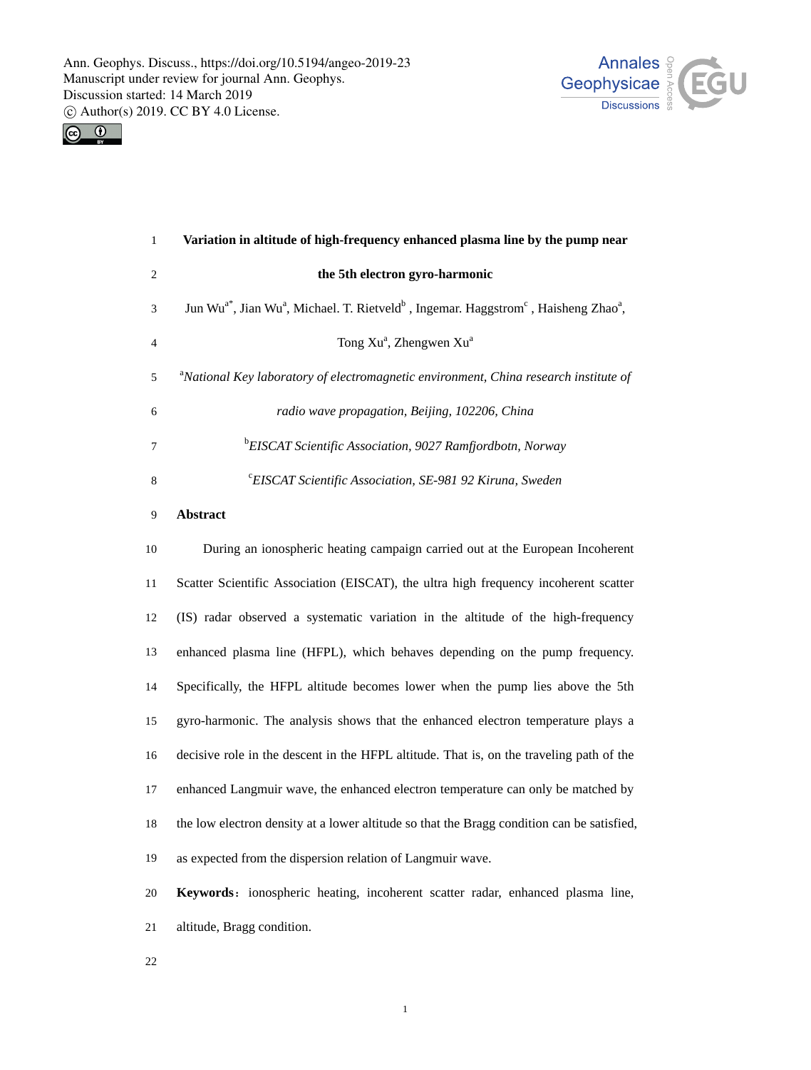# Variation in altitude of high-frequency enhanced plasma line by the pump near the 5th electron gyro-harmonic

Jun Wu[a*], Jian Wu[a], Michael. T. Rietveld[b], Ingemar. Haggstrom[c], Haisheng Zhao[a], Tong Xu[a], Zhengwen Xu[a]

[a]*National Key laboratory of electromagnetic environment, China research institute of radio wave propagation, Beijing, 102206, China*

[b]*EISCAT Scientific Association, 9027 Ramfjordbotn, Norway*

[c]*EISCAT Scientific Association, SE-981 92 Kiruna, Sweden*

## Abstract

During an ionospheric heating campaign carried out at the European Incoherent Scatter Scientific Association (EISCAT), the ultra high frequency incoherent scatter (IS) radar observed a systematic variation in the altitude of the high-frequency enhanced plasma line (HFPL), which behaves depending on the pump frequency. Specifically, the HFPL altitude becomes lower when the pump lies above the 5th gyro-harmonic. The analysis shows that the enhanced electron temperature plays a decisive role in the descent in the HFPL altitude. That is, on the traveling path of the enhanced Langmuir wave, the enhanced electron temperature can only be matched by the low electron density at a lower altitude so that the Bragg condition can be satisfied, as expected from the dispersion relation of Langmuir wave.

**Keywords**：ionospheric heating, incoherent scatter radar, enhanced plasma line, altitude, Bragg condition.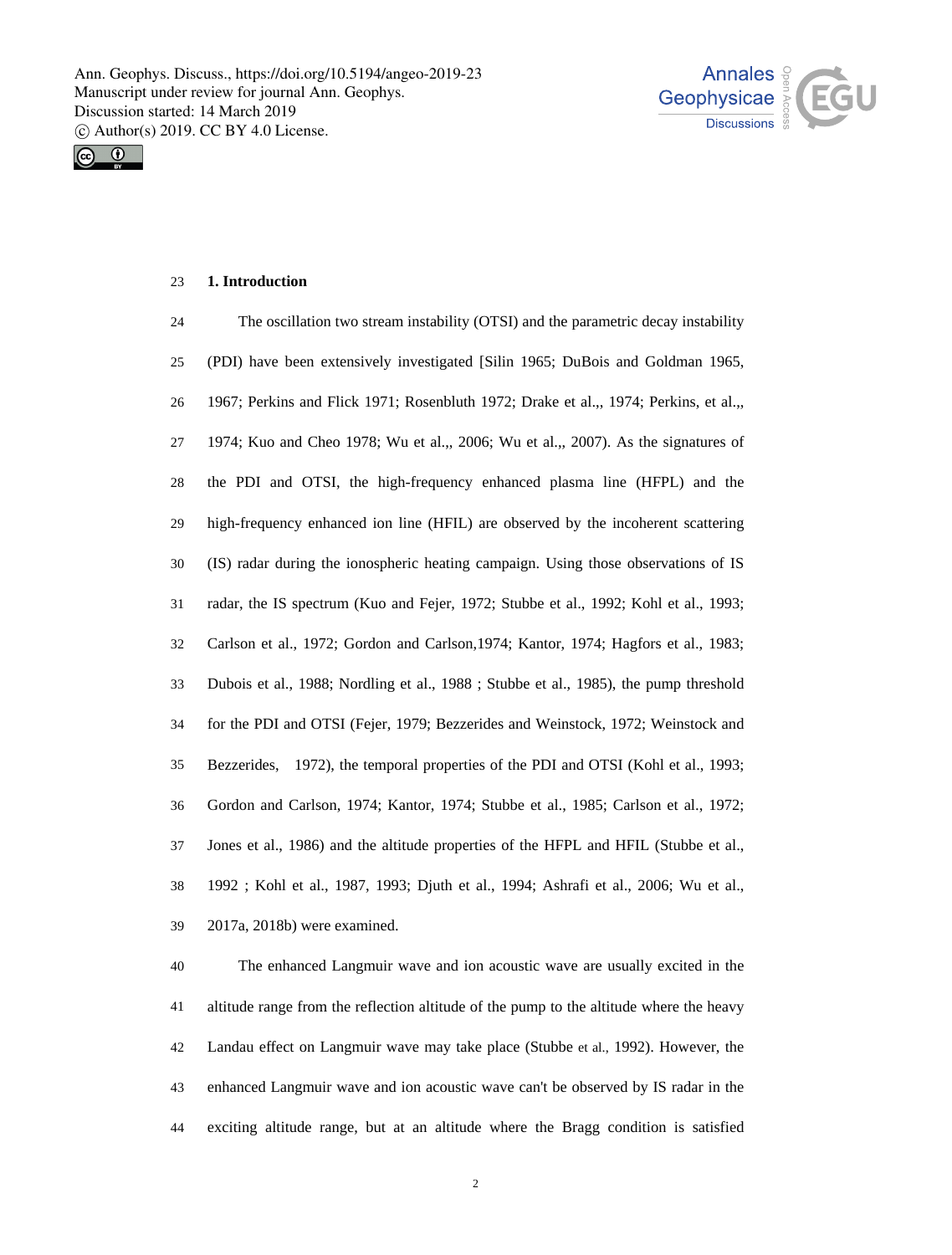## 1. Introduction

The oscillation two stream instability (OTSI) and the parametric decay instability (PDI) have been extensively investigated [Silin 1965; DuBois and Goldman 1965, 1967; Perkins and Flick 1971; Rosenbluth 1972; Drake et al.,, 1974; Perkins, et al.,, 1974; Kuo and Cheo 1978; Wu et al.,, 2006; Wu et al.,, 2007). As the signatures of the PDI and OTSI, the high-frequency enhanced plasma line (HFPL) and the high-frequency enhanced ion line (HFIL) are observed by the incoherent scattering (IS) radar during the ionospheric heating campaign. Using those observations of IS radar, the IS spectrum (Kuo and Fejer, 1972; Stubbe et al., 1992; Kohl et al., 1993; Carlson et al., 1972; Gordon and Carlson,1974; Kantor, 1974; Hagfors et al., 1983; Dubois et al., 1988; Nordling et al., 1988 ; Stubbe et al., 1985), the pump threshold for the PDI and OTSI (Fejer, 1979; Bezzerides and Weinstock, 1972; Weinstock and Bezzerides, 1972), the temporal properties of the PDI and OTSI (Kohl et al., 1993; Gordon and Carlson, 1974; Kantor, 1974; Stubbe et al., 1985; Carlson et al., 1972; Jones et al., 1986) and the altitude properties of the HFPL and HFIL (Stubbe et al., 1992 ; Kohl et al., 1987, 1993; Djuth et al., 1994; Ashrafi et al., 2006; Wu et al., 2017a, 2018b) were examined.

The enhanced Langmuir wave and ion acoustic wave are usually excited in the altitude range from the reflection altitude of the pump to the altitude where the heavy Landau effect on Langmuir wave may take place (Stubbe et al., 1992). However, the enhanced Langmuir wave and ion acoustic wave can't be observed by IS radar in the exciting altitude range, but at an altitude where the Bragg condition is satisfied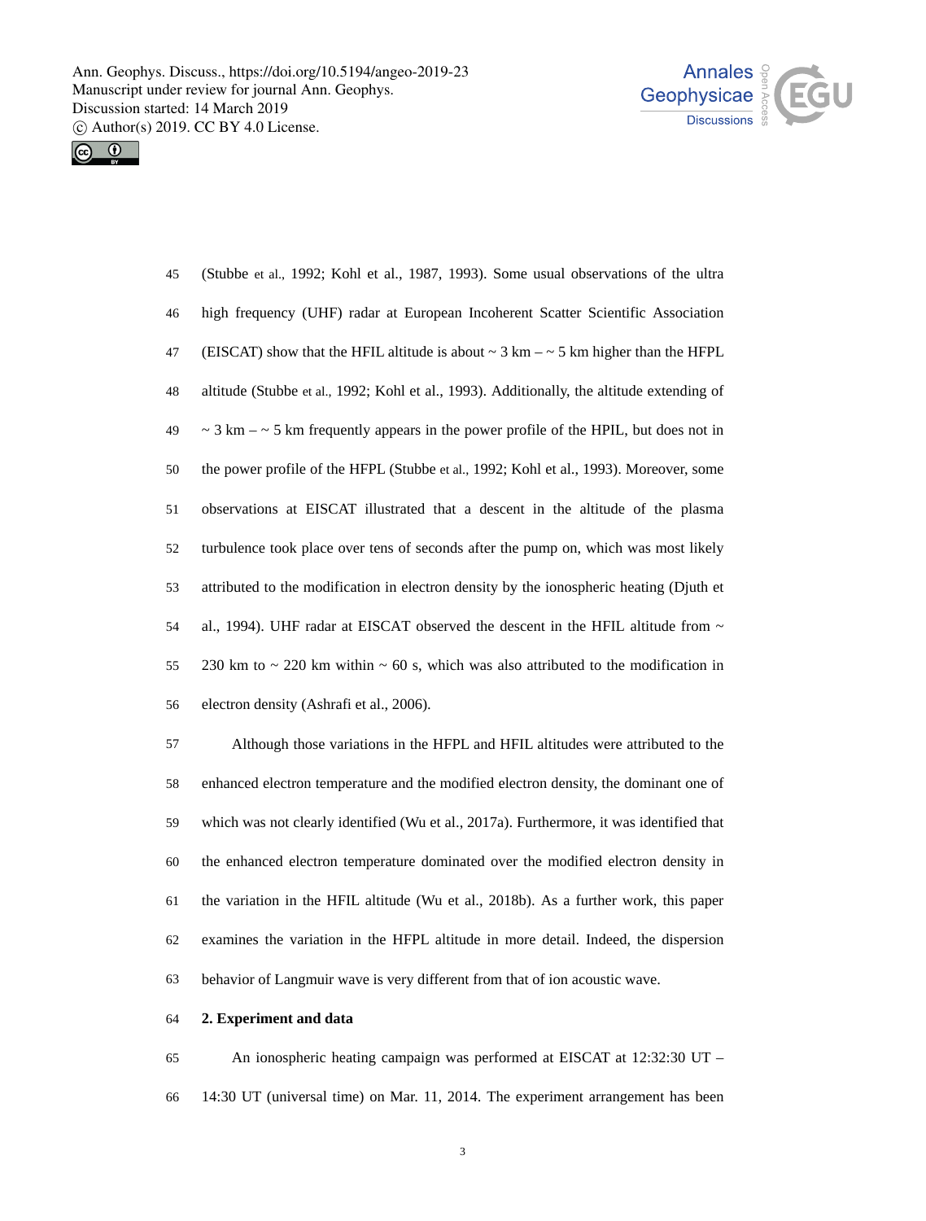(Stubbe et al., 1992; Kohl et al., 1987, 1993). Some usual observations of the ultra high frequency (UHF) radar at European Incoherent Scatter Scientific Association (EISCAT) show that the HFIL altitude is about ~ 3 km – ~ 5 km higher than the HFPL altitude (Stubbe et al., 1992; Kohl et al., 1993). Additionally, the altitude extending of ~ 3 km – ~ 5 km frequently appears in the power profile of the HPIL, but does not in the power profile of the HFPL (Stubbe et al., 1992; Kohl et al., 1993). Moreover, some observations at EISCAT illustrated that a descent in the altitude of the plasma turbulence took place over tens of seconds after the pump on, which was most likely attributed to the modification in electron density by the ionospheric heating (Djuth et al., 1994). UHF radar at EISCAT observed the descent in the HFIL altitude from ~ 230 km to ~ 220 km within ~ 60 s, which was also attributed to the modification in electron density (Ashrafi et al., 2006).

Although those variations in the HFPL and HFIL altitudes were attributed to the enhanced electron temperature and the modified electron density, the dominant one of which was not clearly identified (Wu et al., 2017a). Furthermore, it was identified that the enhanced electron temperature dominated over the modified electron density in the variation in the HFIL altitude (Wu et al., 2018b). As a further work, this paper examines the variation in the HFPL altitude in more detail. Indeed, the dispersion behavior of Langmuir wave is very different from that of ion acoustic wave.

## 2. Experiment and data

An ionospheric heating campaign was performed at EISCAT at 12:32:30 UT – 14:30 UT (universal time) on Mar. 11, 2014. The experiment arrangement has been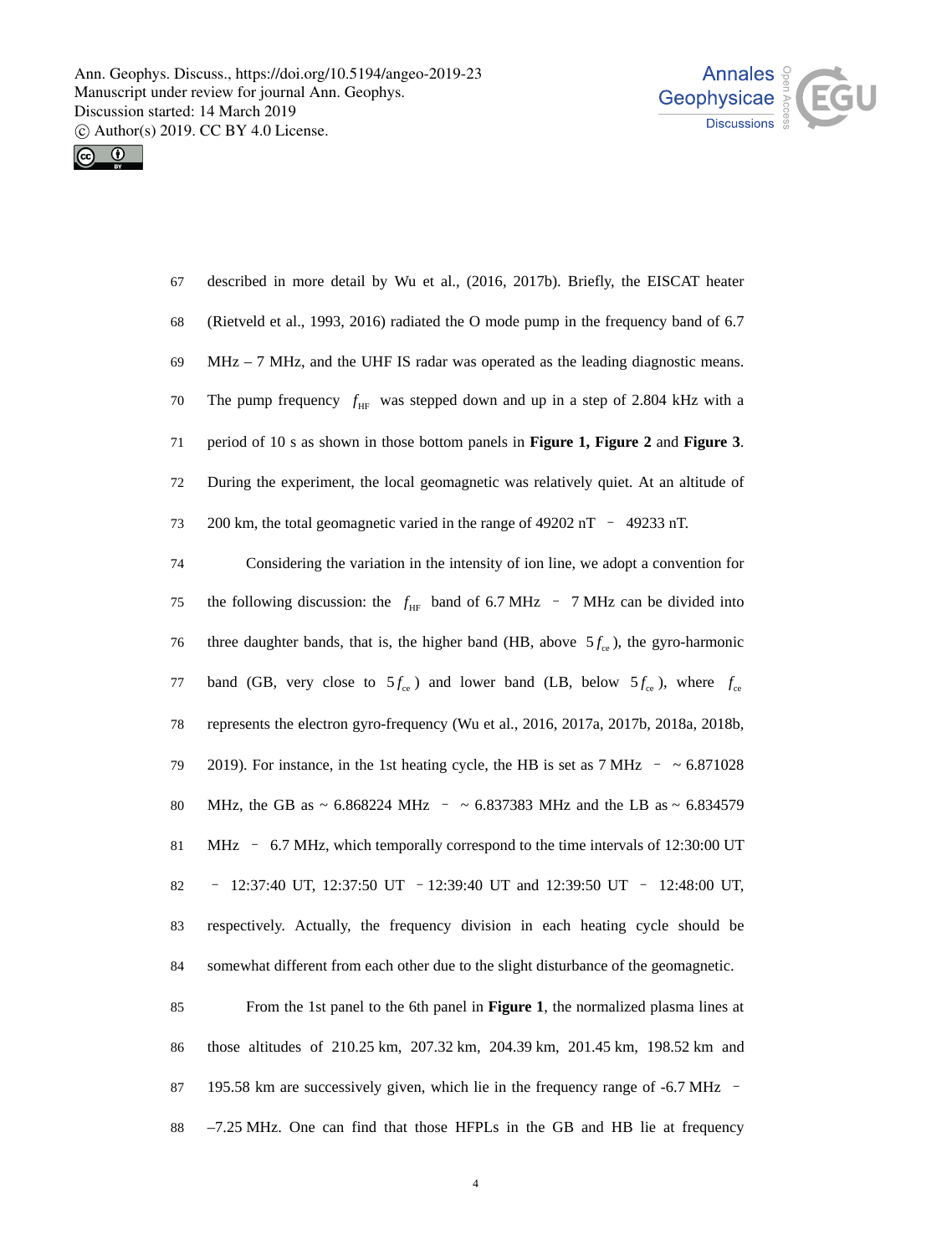described in more detail by Wu et al., (2016, 2017b). Briefly, the EISCAT heater (Rietveld et al., 1993, 2016) radiated the O mode pump in the frequency band of 6.7 MHz – 7 MHz, and the UHF IS radar was operated as the leading diagnostic means. The pump frequency $f_{\mathrm{HF}}$ was stepped down and up in a step of 2.804 kHz with a period of 10 s as shown in those bottom panels in **Figure 1, Figure 2** and **Figure 3**. During the experiment, the local geomagnetic was relatively quiet. At an altitude of 200 km, the total geomagnetic varied in the range of 49202 nT – 49233 nT.

Considering the variation in the intensity of ion line, we adopt a convention for the following discussion: the $f_{\mathrm{HF}}$ band of 6.7 MHz – 7 MHz can be divided into three daughter bands, that is, the higher band (HB, above $5f_{\mathrm{ce}}$), the gyro-harmonic band (GB, very close to $5f_{\mathrm{ce}}$) and lower band (LB, below $5f_{\mathrm{ce}}$), where $f_{\mathrm{ce}}$ represents the electron gyro-frequency (Wu et al., 2016, 2017a, 2017b, 2018a, 2018b, 2019). For instance, in the 1st heating cycle, the HB is set as 7 MHz – ~ 6.871028 MHz, the GB as ~ 6.868224 MHz – ~ 6.837383 MHz and the LB as ~ 6.834579 MHz – 6.7 MHz, which temporally correspond to the time intervals of 12:30:00 UT – 12:37:40 UT, 12:37:50 UT – 12:39:40 UT and 12:39:50 UT – 12:48:00 UT, respectively. Actually, the frequency division in each heating cycle should be somewhat different from each other due to the slight disturbance of the geomagnetic.

From the 1st panel to the 6th panel in **Figure 1**, the normalized plasma lines at those altitudes of 210.25 km, 207.32 km, 204.39 km, 201.45 km, 198.52 km and 195.58 km are successively given, which lie in the frequency range of -6.7 MHz – –7.25 MHz. One can find that those HFPLs in the GB and HB lie at frequency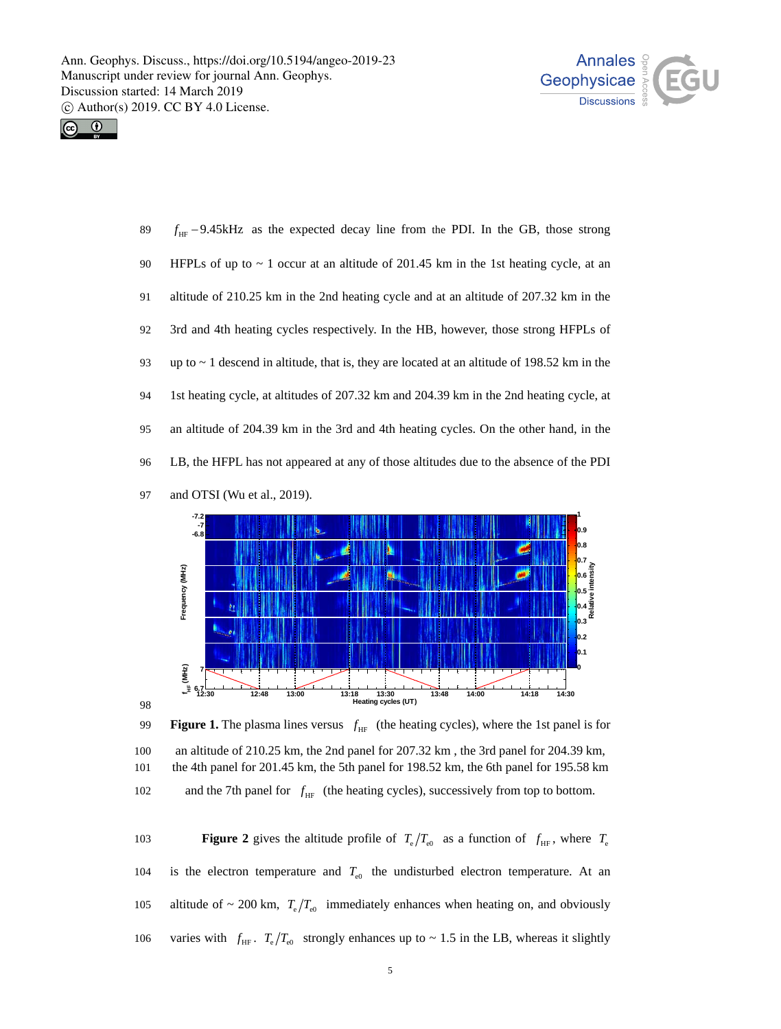$f_{\mathrm{HF}} - 9.45\mathrm{kHz}$ as the expected decay line from the PDI. In the GB, those strong HFPLs of up to ~ 1 occur at an altitude of 201.45 km in the 1st heating cycle, at an altitude of 210.25 km in the 2nd heating cycle and at an altitude of 207.32 km in the 3rd and 4th heating cycles respectively. In the HB, however, those strong HFPLs of up to ~ 1 descend in altitude, that is, they are located at an altitude of 198.52 km in the 1st heating cycle, at altitudes of 207.32 km and 204.39 km in the 2nd heating cycle, at an altitude of 204.39 km in the 3rd and 4th heating cycles. On the other hand, in the LB, the HFPL has not appeared at any of those altitudes due to the absence of the PDI and OTSI (Wu et al., 2019).

**Figure 1.** The plasma lines versus $f_{\mathrm{HF}}$ (the heating cycles), where the 1st panel is for an altitude of 210.25 km, the 2nd panel for 207.32 km , the 3rd panel for 204.39 km, the 4th panel for 201.45 km, the 5th panel for 198.52 km, the 6th panel for 195.58 km and the 7th panel for $f_{\mathrm{HF}}$ (the heating cycles), successively from top to bottom.

**Figure 2** gives the altitude profile of $T_e/T_{e0}$ as a function of $f_{\mathrm{HF}}$, where $T_e$ is the electron temperature and $T_{e0}$ the undisturbed electron temperature. At an altitude of ~ 200 km, $T_e/T_{e0}$ immediately enhances when heating on, and obviously varies with $f_{\mathrm{HF}}$. $T_e/T_{e0}$ strongly enhances up to ~ 1.5 in the LB, whereas it slightly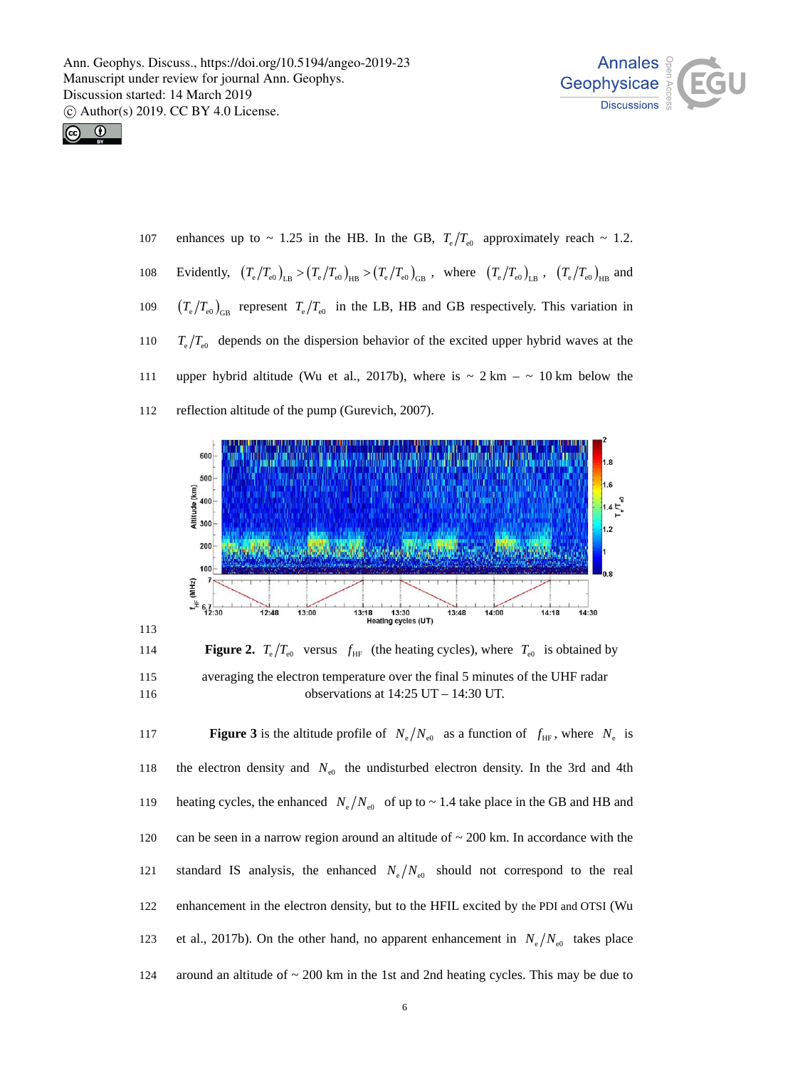enhances up to ~ 1.25 in the HB. In the GB, $T_e/T_{e0}$ approximately reach ~ 1.2. Evidently, $(T_e/T_{e0})_{LB} > (T_e/T_{e0})_{HB} > (T_e/T_{e0})_{GB}$, where $(T_e/T_{e0})_{LB}$, $(T_e/T_{e0})_{HB}$ and $(T_e/T_{e0})_{GB}$ represent $T_e/T_{e0}$ in the LB, HB and GB respectively. This variation in $T_e/T_{e0}$ depends on the dispersion behavior of the excited upper hybrid waves at the upper hybrid altitude (Wu et al., 2017b), where is ~ 2 km – ~ 10 km below the reflection altitude of the pump (Gurevich, 2007).

**Figure 2.** $T_e/T_{e0}$ versus $f_{HF}$ (the heating cycles), where $T_{e0}$ is obtained by averaging the electron temperature over the final 5 minutes of the UHF radar observations at 14:25 UT – 14:30 UT.

**Figure 3** is the altitude profile of $N_e/N_{e0}$ as a function of $f_{HF}$, where $N_e$ is the electron density and $N_{e0}$ the undisturbed electron density. In the 3rd and 4th heating cycles, the enhanced $N_e/N_{e0}$ of up to ~ 1.4 take place in the GB and HB and can be seen in a narrow region around an altitude of ~ 200 km. In accordance with the standard IS analysis, the enhanced $N_e/N_{e0}$ should not correspond to the real enhancement in the electron density, but to the HFIL excited by the PDI and OTSI (Wu et al., 2017b). On the other hand, no apparent enhancement in $N_e/N_{e0}$ takes place around an altitude of ~ 200 km in the 1st and 2nd heating cycles. This may be due to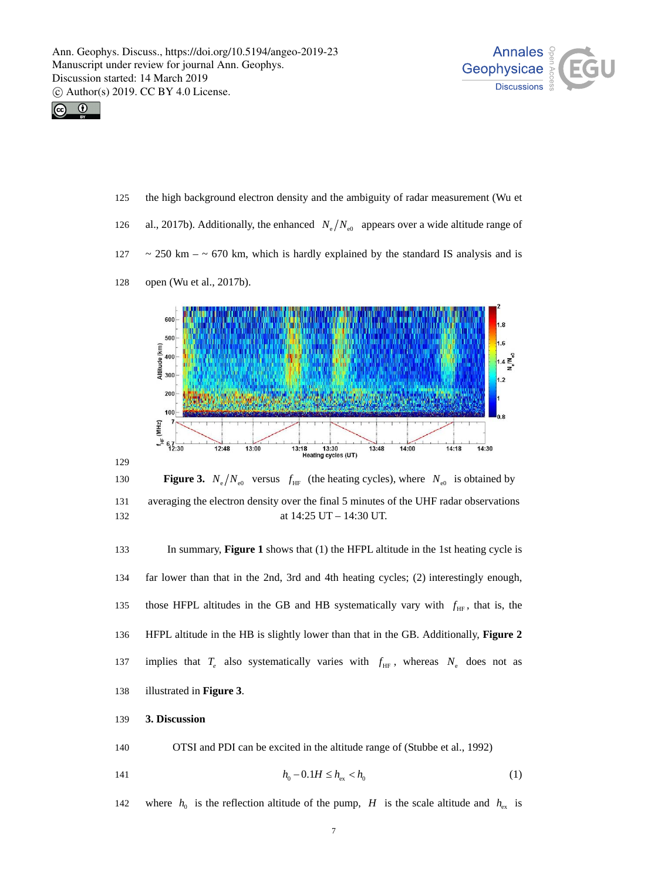the high background electron density and the ambiguity of radar measurement (Wu et al., 2017b). Additionally, the enhanced $N_e/N_{e0}$ appears over a wide altitude range of ~ 250 km – ~ 670 km, which is hardly explained by the standard IS analysis and is open (Wu et al., 2017b).

**Figure 3.** $N_e/N_{e0}$ versus $f_{HF}$ (the heating cycles), where $N_{e0}$ is obtained by averaging the electron density over the final 5 minutes of the UHF radar observations at 14:25 UT – 14:30 UT.

In summary, **Figure 1** shows that (1) the HFPL altitude in the 1st heating cycle is far lower than that in the 2nd, 3rd and 4th heating cycles; (2) interestingly enough, those HFPL altitudes in the GB and HB systematically vary with $f_{HF}$, that is, the HFPL altitude in the HB is slightly lower than that in the GB. Additionally, **Figure 2** implies that $T_e$ also systematically varies with $f_{HF}$, whereas $N_e$ does not as illustrated in **Figure 3**.

## 3. Discussion

OTSI and PDI can be excited in the altitude range of (Stubbe et al., 1992)

$$h_0 - 0.1H \leq h_{ex} < h_0 \tag{1}$$

where $h_0$ is the reflection altitude of the pump, $H$ is the scale altitude and $h_{ex}$ is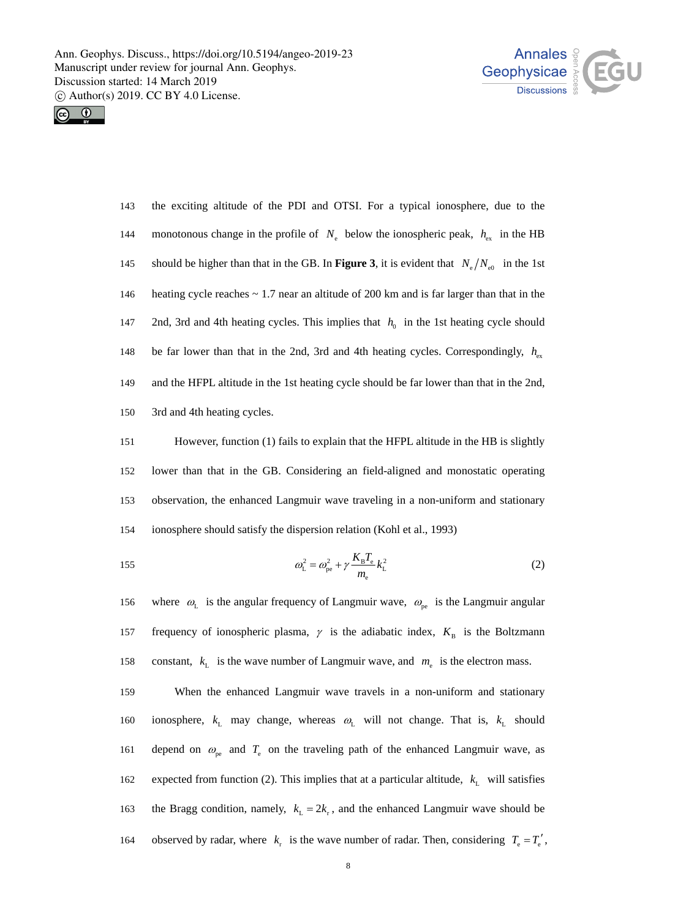the exciting altitude of the PDI and OTSI. For a typical ionosphere, due to the monotonous change in the profile of $N_e$ below the ionospheric peak, $h_{ex}$ in the HB should be higher than that in the GB. In **Figure 3**, it is evident that $N_e/N_{e0}$ in the 1st heating cycle reaches ~ 1.7 near an altitude of 200 km and is far larger than that in the 2nd, 3rd and 4th heating cycles. This implies that $h_0$ in the 1st heating cycle should be far lower than that in the 2nd, 3rd and 4th heating cycles. Correspondingly, $h_{ex}$ and the HFPL altitude in the 1st heating cycle should be far lower than that in the 2nd, 3rd and 4th heating cycles.

However, function (1) fails to explain that the HFPL altitude in the HB is slightly lower than that in the GB. Considering an field-aligned and monostatic operating observation, the enhanced Langmuir wave traveling in a non-uniform and stationary ionosphere should satisfy the dispersion relation (Kohl et al., 1993)

$$\omega_L^2 = \omega_{pe}^2 + \gamma \frac{K_B T_e}{m_e} k_L^2 \tag{2}$$

where $\omega_L$ is the angular frequency of Langmuir wave, $\omega_{pe}$ is the Langmuir angular frequency of ionospheric plasma, $\gamma$ is the adiabatic index, $K_B$ is the Boltzmann constant, $k_L$ is the wave number of Langmuir wave, and $m_e$ is the electron mass.

When the enhanced Langmuir wave travels in a non-uniform and stationary ionosphere, $k_L$ may change, whereas $\omega_L$ will not change. That is, $k_L$ should depend on $\omega_{pe}$ and $T_e$ on the traveling path of the enhanced Langmuir wave, as expected from function (2). This implies that at a particular altitude, $k_L$ will satisfies the Bragg condition, namely, $k_L = 2k_r$, and the enhanced Langmuir wave should be observed by radar, where $k_r$ is the wave number of radar. Then, considering $T_e = T_e'$,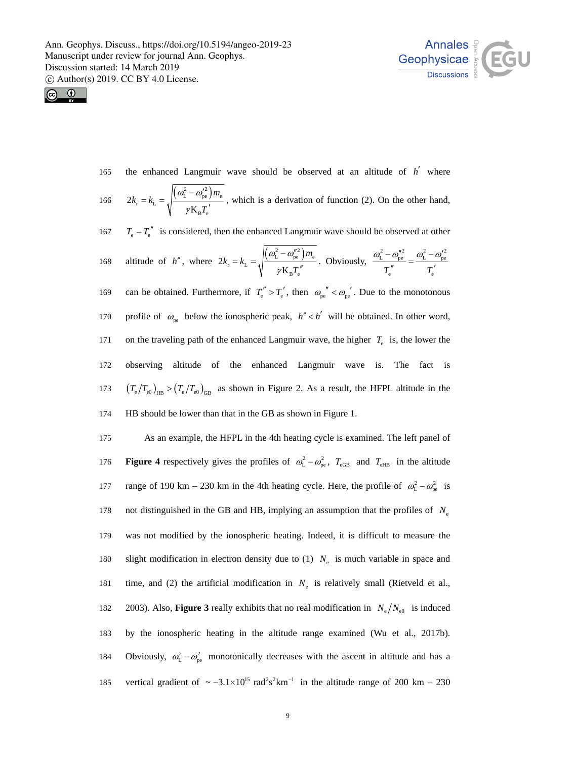the enhanced Langmuir wave should be observed at an altitude of $h'$ where $2k_{\mathrm{r}} = k_{\mathrm{L}} = \sqrt{\dfrac{\left(\omega_{\mathrm{L}}^2 - \omega_{\mathrm{pe}}'^2\right) m_{\mathrm{e}}}{\gamma \mathrm{K_B} T_{\mathrm{e}}'}}$, which is a derivation of function (2). On the other hand, $T_{\mathrm{e}} = T_{\mathrm{e}}''$ is considered, then the enhanced Langmuir wave should be observed at other altitude of $h''$, where $2k_{\mathrm{r}} = k_{\mathrm{L}} = \sqrt{\dfrac{\left(\omega_{\mathrm{L}}^2 - \omega_{\mathrm{pe}}''^2\right) m_{\mathrm{e}}}{\gamma \mathrm{K_B} T_{\mathrm{e}}''}}$. Obviously, $\dfrac{\omega_{\mathrm{L}}^2 - \omega_{\mathrm{pe}}''^2}{T_{\mathrm{e}}''} = \dfrac{\omega_{\mathrm{L}}^2 - \omega_{\mathrm{pe}}'^2}{T_{\mathrm{e}}'}$ can be obtained. Furthermore, if $T_{\mathrm{e}}'' > T_{\mathrm{e}}'$, then $\omega_{\mathrm{pe}}'' < \omega_{\mathrm{pe}}'$. Due to the monotonous profile of $\omega_{\mathrm{pe}}$ below the ionospheric peak, $h'' < h'$ will be obtained. In other word, on the traveling path of the enhanced Langmuir wave, the higher $T_{\mathrm{e}}$ is, the lower the observing altitude of the enhanced Langmuir wave is. The fact is $\left(T_{\mathrm{e}}/T_{\mathrm{e0}}\right)_{\mathrm{HB}} > \left(T_{\mathrm{e}}/T_{\mathrm{e0}}\right)_{\mathrm{GB}}$ as shown in Figure 2. As a result, the HFPL altitude in the HB should be lower than that in the GB as shown in Figure 1.

As an example, the HFPL in the 4th heating cycle is examined. The left panel of **Figure 4** respectively gives the profiles of $\omega_{\mathrm{L}}^2 - \omega_{\mathrm{pe}}^2$, $T_{\mathrm{eGB}}$ and $T_{\mathrm{eHB}}$ in the altitude range of 190 km – 230 km in the 4th heating cycle. Here, the profile of $\omega_{\mathrm{L}}^2 - \omega_{\mathrm{pe}}^2$ is not distinguished in the GB and HB, implying an assumption that the profiles of $N_{\mathrm{e}}$ was not modified by the ionospheric heating. Indeed, it is difficult to measure the slight modification in electron density due to (1) $N_{\mathrm{e}}$ is much variable in space and time, and (2) the artificial modification in $N_{\mathrm{e}}$ is relatively small (Rietveld et al., 2003). Also, **Figure 3** really exhibits that no real modification in $N_{\mathrm{e}}/N_{\mathrm{e0}}$ is induced by the ionospheric heating in the altitude range examined (Wu et al., 2017b). Obviously, $\omega_{\mathrm{L}}^2 - \omega_{\mathrm{pe}}^2$ monotonically decreases with the ascent in altitude and has a vertical gradient of $\sim -3.1\times10^{15}$ $\mathrm{rad^2 s^2 km^{-1}}$ in the altitude range of 200 km – 230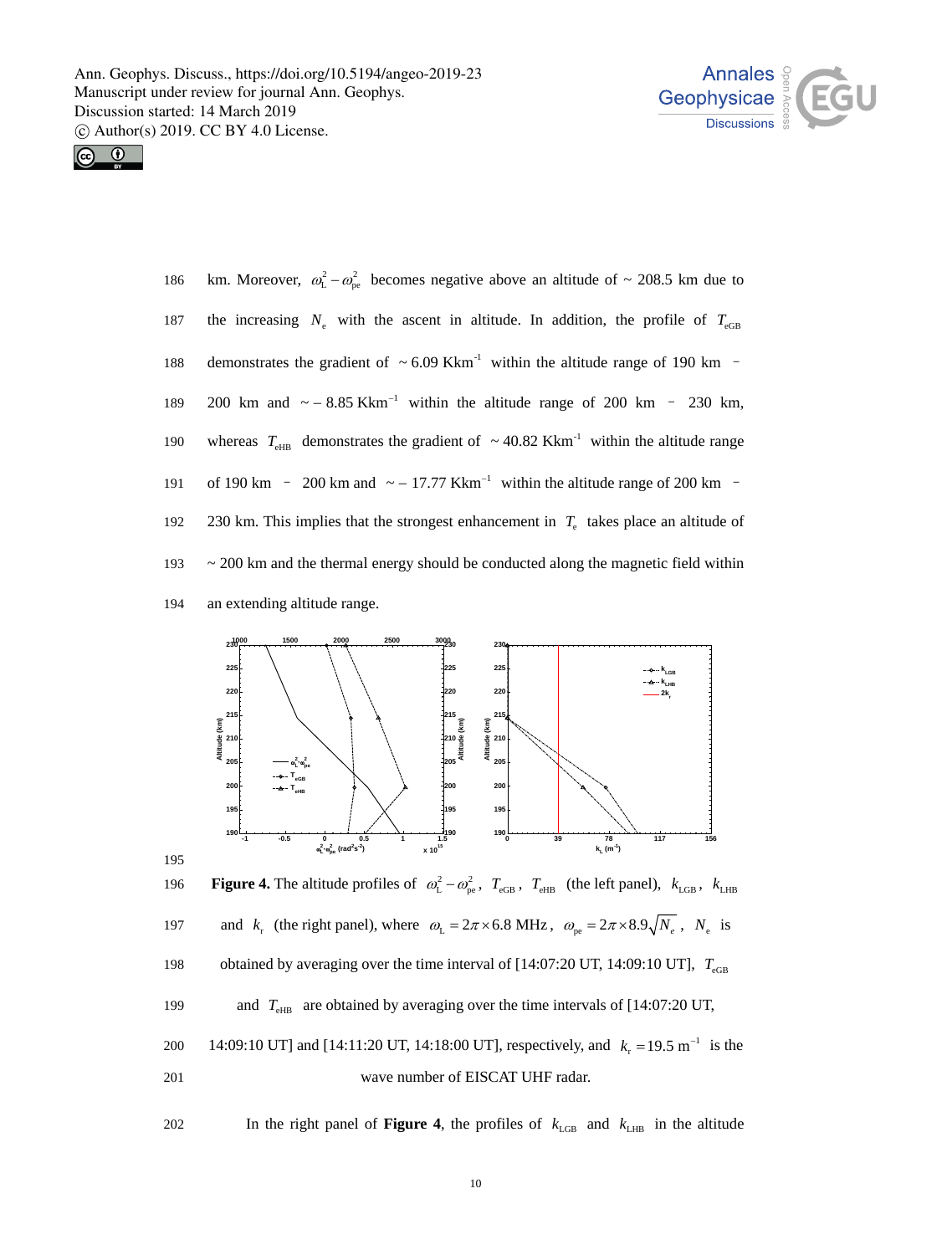km. Moreover, $\omega_{\mathrm{L}}^2-\omega_{\mathrm{pe}}^2$ becomes negative above an altitude of ~ 208.5 km due to the increasing $N_{\mathrm{e}}$ with the ascent in altitude. In addition, the profile of $T_{\mathrm{eGB}}$ demonstrates the gradient of ~ 6.09 Kkm$^{-1}$ within the altitude range of 190 km – 200 km and ~ – 8.85 Kkm$^{-1}$ within the altitude range of 200 km – 230 km, whereas $T_{\mathrm{eHB}}$ demonstrates the gradient of ~ 40.82 Kkm$^{-1}$ within the altitude range of 190 km – 200 km and ~ – 17.77 Kkm$^{-1}$ within the altitude range of 200 km – 230 km. This implies that the strongest enhancement in $T_{\mathrm{e}}$ takes place an altitude of ~ 200 km and the thermal energy should be conducted along the magnetic field within an extending altitude range.

**Figure 4.** The altitude profiles of $\omega_{\mathrm{L}}^2-\omega_{\mathrm{pe}}^2$, $T_{\mathrm{eGB}}$, $T_{\mathrm{eHB}}$ (the left panel), $k_{\mathrm{LGB}}$, $k_{\mathrm{LHB}}$ and $k_{\mathrm{r}}$ (the right panel), where $\omega_{\mathrm{L}}=2\pi\times6.8$ MHz, $\omega_{\mathrm{pe}}=2\pi\times8.9\sqrt{N_e}$, $N_{\mathrm{e}}$ is obtained by averaging over the time interval of [14:07:20 UT, 14:09:10 UT], $T_{\mathrm{eGB}}$ and $T_{\mathrm{eHB}}$ are obtained by averaging over the time intervals of [14:07:20 UT, 14:09:10 UT] and [14:11:20 UT, 14:18:00 UT], respectively, and $k_{\mathrm{r}}=19.5\ \mathrm{m}^{-1}$ is the wave number of EISCAT UHF radar.

In the right panel of **Figure 4**, the profiles of $k_{\mathrm{LGB}}$ and $k_{\mathrm{LHB}}$ in the altitude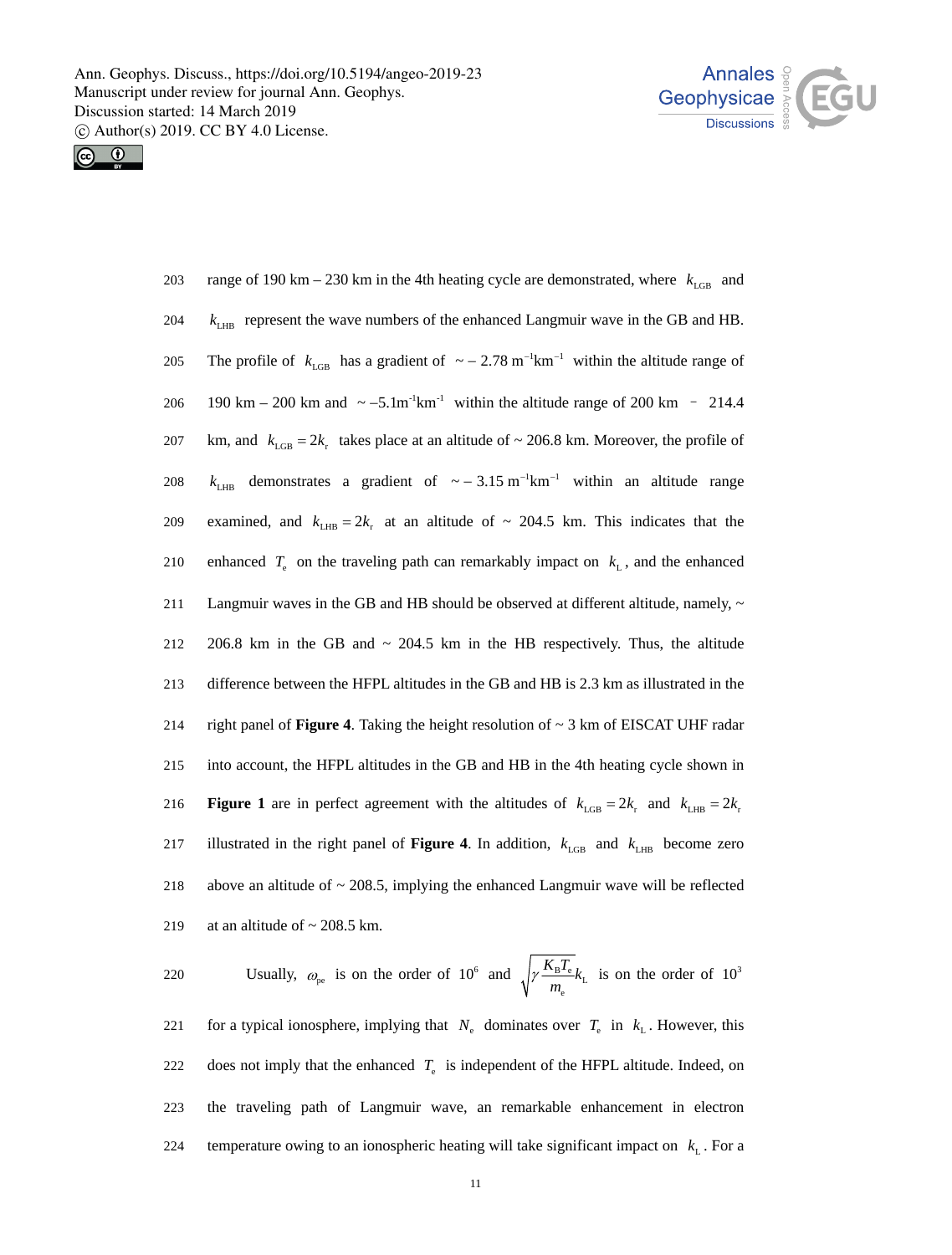range of 190 km – 230 km in the 4th heating cycle are demonstrated, where $k_{\mathrm{LGB}}$ and $k_{\mathrm{LHB}}$ represent the wave numbers of the enhanced Langmuir wave in the GB and HB. The profile of $k_{\mathrm{LGB}}$ has a gradient of $\sim -2.78\ \mathrm{m^{-1}km^{-1}}$ within the altitude range of 190 km – 200 km and $\sim -5.1\mathrm{m^{-1}km^{-1}}$ within the altitude range of 200 km – 214.4 km, and $k_{\mathrm{LGB}} = 2k_{\mathrm{r}}$ takes place at an altitude of ~ 206.8 km. Moreover, the profile of $k_{\mathrm{LHB}}$ demonstrates a gradient of $\sim -3.15\ \mathrm{m^{-1}km^{-1}}$ within an altitude range examined, and $k_{\mathrm{LHB}} = 2k_{\mathrm{r}}$ at an altitude of ~ 204.5 km. This indicates that the enhanced $T_{\mathrm{e}}$ on the traveling path can remarkably impact on $k_{\mathrm{L}}$, and the enhanced Langmuir waves in the GB and HB should be observed at different altitude, namely, ~ 206.8 km in the GB and ~ 204.5 km in the HB respectively. Thus, the altitude difference between the HFPL altitudes in the GB and HB is 2.3 km as illustrated in the right panel of **Figure 4**. Taking the height resolution of ~ 3 km of EISCAT UHF radar into account, the HFPL altitudes in the GB and HB in the 4th heating cycle shown in **Figure 1** are in perfect agreement with the altitudes of $k_{\mathrm{LGB}} = 2k_{\mathrm{r}}$ and $k_{\mathrm{LHB}} = 2k_{\mathrm{r}}$ illustrated in the right panel of **Figure 4**. In addition, $k_{\mathrm{LGB}}$ and $k_{\mathrm{LHB}}$ become zero above an altitude of ~ 208.5, implying the enhanced Langmuir wave will be reflected at an altitude of ~ 208.5 km.

Usually, $\omega_{\mathrm{pe}}$ is on the order of $10^{6}$ and $\sqrt{\gamma \frac{K_{\mathrm{B}} T_{\mathrm{e}}}{m_{\mathrm{e}}}} k_{\mathrm{L}}$ is on the order of $10^{3}$ for a typical ionosphere, implying that $N_{\mathrm{e}}$ dominates over $T_{\mathrm{e}}$ in $k_{\mathrm{L}}$. However, this does not imply that the enhanced $T_{\mathrm{e}}$ is independent of the HFPL altitude. Indeed, on the traveling path of Langmuir wave, an remarkable enhancement in electron temperature owing to an ionospheric heating will take significant impact on $k_{\mathrm{L}}$. For a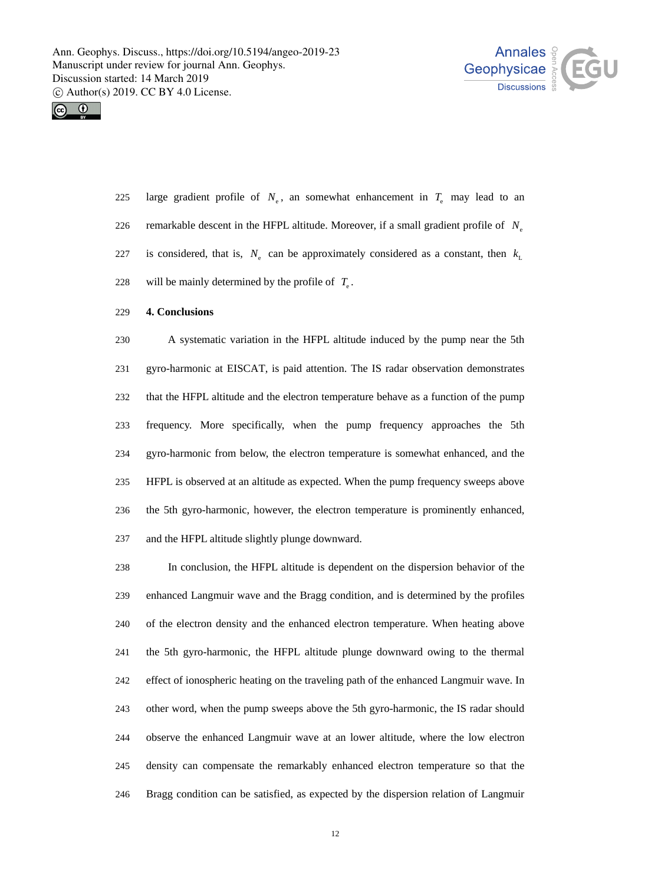large gradient profile of $N_e$, an somewhat enhancement in $T_e$ may lead to an remarkable descent in the HFPL altitude. Moreover, if a small gradient profile of $N_e$ is considered, that is, $N_e$ can be approximately considered as a constant, then $k_L$ will be mainly determined by the profile of $T_e$.

## 4. Conclusions

A systematic variation in the HFPL altitude induced by the pump near the 5th gyro-harmonic at EISCAT, is paid attention. The IS radar observation demonstrates that the HFPL altitude and the electron temperature behave as a function of the pump frequency. More specifically, when the pump frequency approaches the 5th gyro-harmonic from below, the electron temperature is somewhat enhanced, and the HFPL is observed at an altitude as expected. When the pump frequency sweeps above the 5th gyro-harmonic, however, the electron temperature is prominently enhanced, and the HFPL altitude slightly plunge downward.

In conclusion, the HFPL altitude is dependent on the dispersion behavior of the enhanced Langmuir wave and the Bragg condition, and is determined by the profiles of the electron density and the enhanced electron temperature. When heating above the 5th gyro-harmonic, the HFPL altitude plunge downward owing to the thermal effect of ionospheric heating on the traveling path of the enhanced Langmuir wave. In other word, when the pump sweeps above the 5th gyro-harmonic, the IS radar should observe the enhanced Langmuir wave at an lower altitude, where the low electron density can compensate the remarkably enhanced electron temperature so that the Bragg condition can be satisfied, as expected by the dispersion relation of Langmuir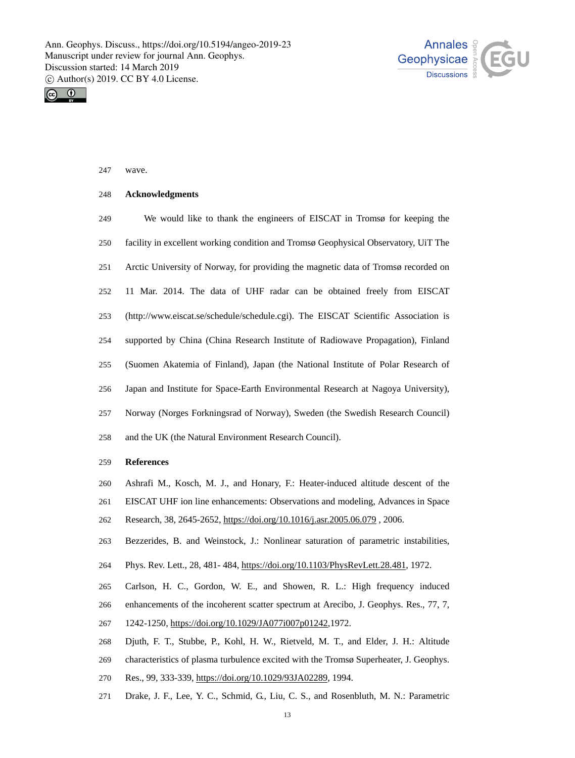wave.

## Acknowledgments

We would like to thank the engineers of EISCAT in Tromsø for keeping the facility in excellent working condition and Tromsø Geophysical Observatory, UiT The Arctic University of Norway, for providing the magnetic data of Tromsø recorded on 11 Mar. 2014. The data of UHF radar can be obtained freely from EISCAT (http://www.eiscat.se/schedule/schedule.cgi). The EISCAT Scientific Association is supported by China (China Research Institute of Radiowave Propagation), Finland (Suomen Akatemia of Finland), Japan (the National Institute of Polar Research of Japan and Institute for Space-Earth Environmental Research at Nagoya University), Norway (Norges Forkningsrad of Norway), Sweden (the Swedish Research Council) and the UK (the Natural Environment Research Council).

## References

Ashrafi M., Kosch, M. J., and Honary, F.: Heater-induced altitude descent of the EISCAT UHF ion line enhancements: Observations and modeling, Advances in Space Research, 38, 2645-2652, https://doi.org/10.1016/j.asr.2005.06.079 , 2006.

Bezzerides, B. and Weinstock, J.: Nonlinear saturation of parametric instabilities, Phys. Rev. Lett., 28, 481- 484, https://doi.org/10.1103/PhysRevLett.28.481, 1972.

Carlson, H. C., Gordon, W. E., and Showen, R. L.: High frequency induced enhancements of the incoherent scatter spectrum at Arecibo, J. Geophys. Res., 77, 7, 1242-1250, https://doi.org/10.1029/JA077i007p01242,1972.

Djuth, F. T., Stubbe, P., Kohl, H. W., Rietveld, M. T., and Elder, J. H.: Altitude characteristics of plasma turbulence excited with the Tromsø Superheater, J. Geophys. Res., 99, 333-339, https://doi.org/10.1029/93JA02289, 1994.

Drake, J. F., Lee, Y. C., Schmid, G., Liu, C. S., and Rosenbluth, M. N.: Parametric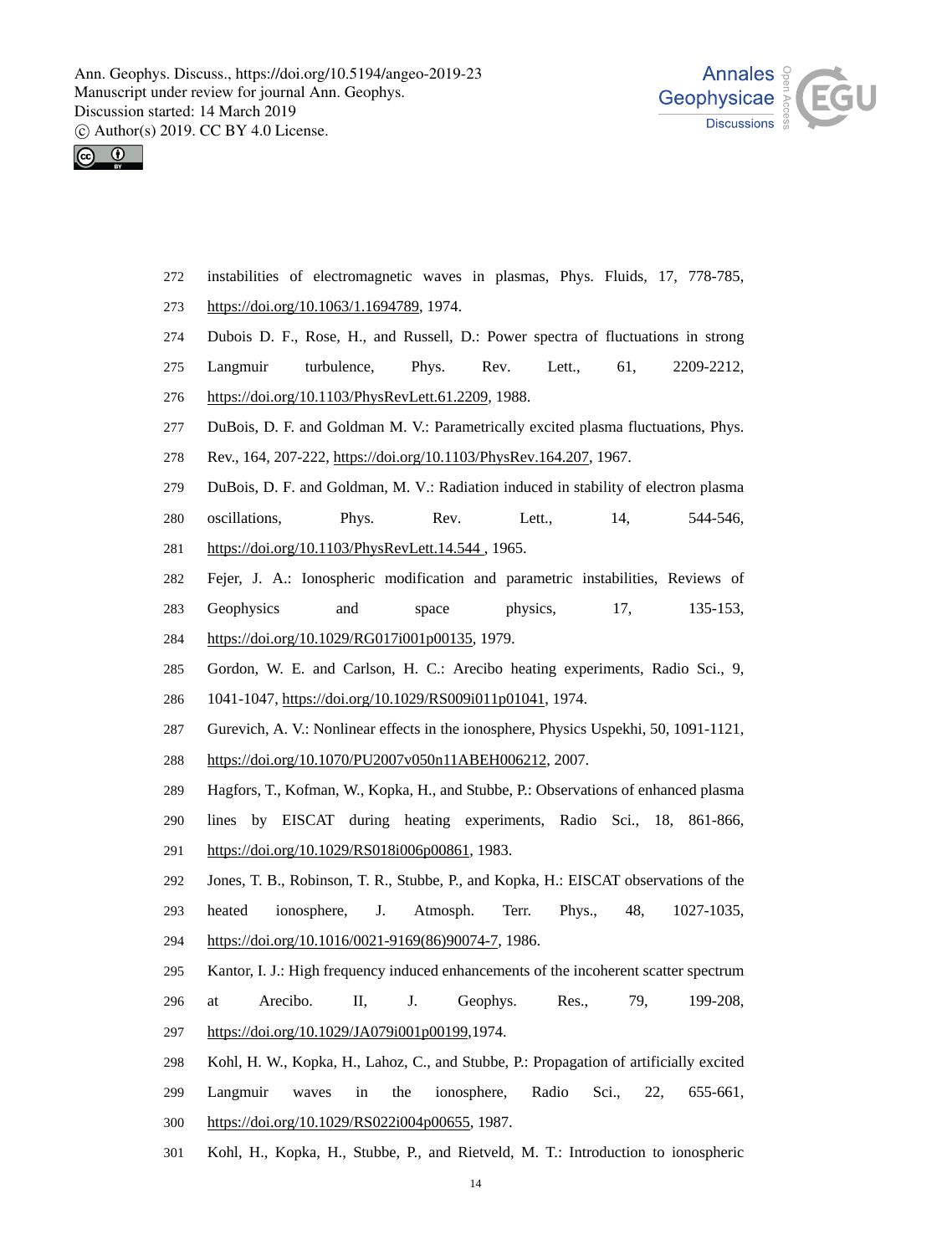272 instabilities of electromagnetic waves in plasmas, Phys. Fluids, 17, 778-785,
273 https://doi.org/10.1063/1.1694789, 1974.

274 Dubois D. F., Rose, H., and Russell, D.: Power spectra of fluctuations in strong
275 Langmuir turbulence, Phys. Rev. Lett., 61, 2209-2212,
276 https://doi.org/10.1103/PhysRevLett.61.2209, 1988.

277 DuBois, D. F. and Goldman M. V.: Parametrically excited plasma fluctuations, Phys.
278 Rev., 164, 207-222, https://doi.org/10.1103/PhysRev.164.207, 1967.

279 DuBois, D. F. and Goldman, M. V.: Radiation induced in stability of electron plasma
280 oscillations, Phys. Rev. Lett., 14, 544-546,
281 https://doi.org/10.1103/PhysRevLett.14.544 , 1965.

282 Fejer, J. A.: Ionospheric modification and parametric instabilities, Reviews of
283 Geophysics and space physics, 17, 135-153,
284 https://doi.org/10.1029/RG017i001p00135, 1979.

285 Gordon, W. E. and Carlson, H. C.: Arecibo heating experiments, Radio Sci., 9,
286 1041-1047, https://doi.org/10.1029/RS009i011p01041, 1974.

287 Gurevich, A. V.: Nonlinear effects in the ionosphere, Physics Uspekhi, 50, 1091-1121,
288 https://doi.org/10.1070/PU2007v050n11ABEH006212, 2007.

289 Hagfors, T., Kofman, W., Kopka, H., and Stubbe, P.: Observations of enhanced plasma
290 lines by EISCAT during heating experiments, Radio Sci., 18, 861-866,
291 https://doi.org/10.1029/RS018i006p00861, 1983.

292 Jones, T. B., Robinson, T. R., Stubbe, P., and Kopka, H.: EISCAT observations of the
293 heated ionosphere, J. Atmosph. Terr. Phys., 48, 1027-1035,
294 https://doi.org/10.1016/0021-9169(86)90074-7, 1986.

295 Kantor, I. J.: High frequency induced enhancements of the incoherent scatter spectrum
296 at Arecibo. II, J. Geophys. Res., 79, 199-208,
297 https://doi.org/10.1029/JA079i001p00199,1974.

298 Kohl, H. W., Kopka, H., Lahoz, C., and Stubbe, P.: Propagation of artificially excited
299 Langmuir waves in the ionosphere, Radio Sci., 22, 655-661,
300 https://doi.org/10.1029/RS022i004p00655, 1987.

301 Kohl, H., Kopka, H., Stubbe, P., and Rietveld, M. T.: Introduction to ionospheric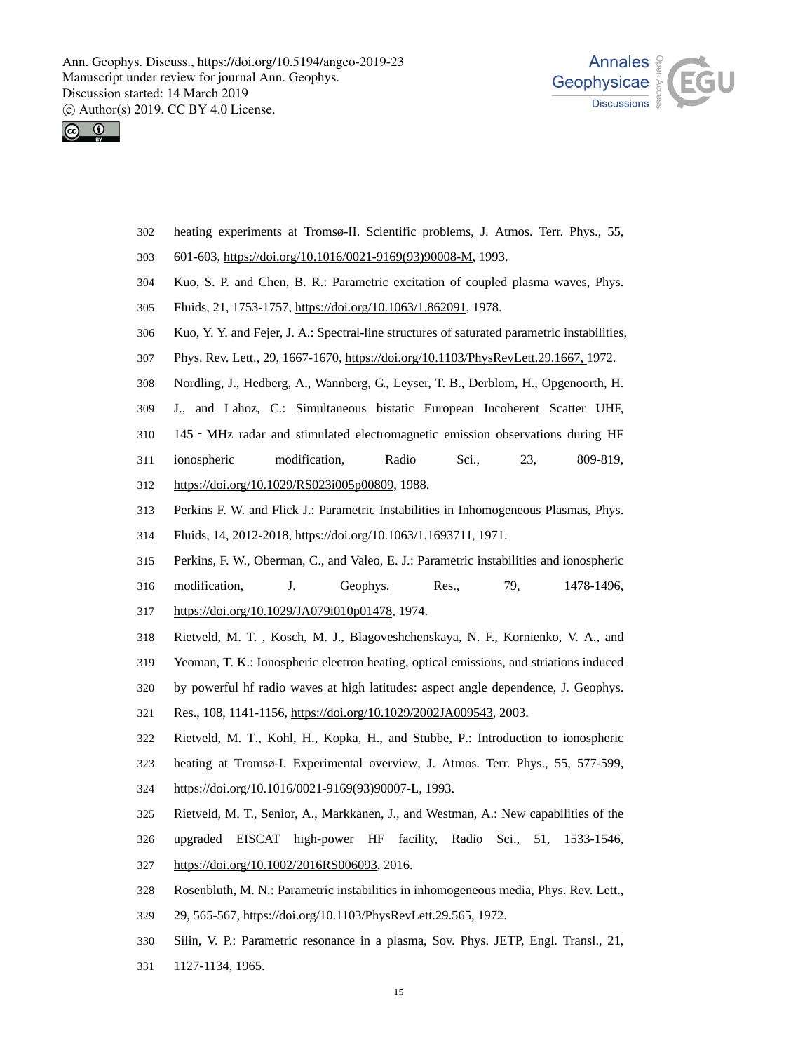heating experiments at Tromsø-II. Scientific problems, J. Atmos. Terr. Phys., 55, 601-603, https://doi.org/10.1016/0021-9169(93)90008-M, 1993.

Kuo, S. P. and Chen, B. R.: Parametric excitation of coupled plasma waves, Phys. Fluids, 21, 1753-1757, https://doi.org/10.1063/1.862091, 1978.

Kuo, Y. Y. and Fejer, J. A.: Spectral-line structures of saturated parametric instabilities, Phys. Rev. Lett., 29, 1667-1670, https://doi.org/10.1103/PhysRevLett.29.1667, 1972.

Nordling, J., Hedberg, A., Wannberg, G., Leyser, T. B., Derblom, H., Opgenoorth, H. J., and Lahoz, C.: Simultaneous bistatic European Incoherent Scatter UHF, 145 - MHz radar and stimulated electromagnetic emission observations during HF ionospheric modification, Radio Sci., 23, 809-819, https://doi.org/10.1029/RS023i005p00809, 1988.

Perkins F. W. and Flick J.: Parametric Instabilities in Inhomogeneous Plasmas, Phys. Fluids, 14, 2012-2018, https://doi.org/10.1063/1.1693711, 1971.

Perkins, F. W., Oberman, C., and Valeo, E. J.: Parametric instabilities and ionospheric modification, J. Geophys. Res., 79, 1478-1496, https://doi.org/10.1029/JA079i010p01478, 1974.

Rietveld, M. T. , Kosch, M. J., Blagoveshchenskaya, N. F., Kornienko, V. A., and Yeoman, T. K.: Ionospheric electron heating, optical emissions, and striations induced by powerful hf radio waves at high latitudes: aspect angle dependence, J. Geophys. Res., 108, 1141-1156, https://doi.org/10.1029/2002JA009543, 2003.

Rietveld, M. T., Kohl, H., Kopka, H., and Stubbe, P.: Introduction to ionospheric heating at Tromsø-I. Experimental overview, J. Atmos. Terr. Phys., 55, 577-599, https://doi.org/10.1016/0021-9169(93)90007-L, 1993.

Rietveld, M. T., Senior, A., Markkanen, J., and Westman, A.: New capabilities of the upgraded EISCAT high-power HF facility, Radio Sci., 51, 1533-1546, https://doi.org/10.1002/2016RS006093, 2016.

Rosenbluth, M. N.: Parametric instabilities in inhomogeneous media, Phys. Rev. Lett., 29, 565-567, https://doi.org/10.1103/PhysRevLett.29.565, 1972.

Silin, V. P.: Parametric resonance in a plasma, Sov. Phys. JETP, Engl. Transl., 21, 1127-1134, 1965.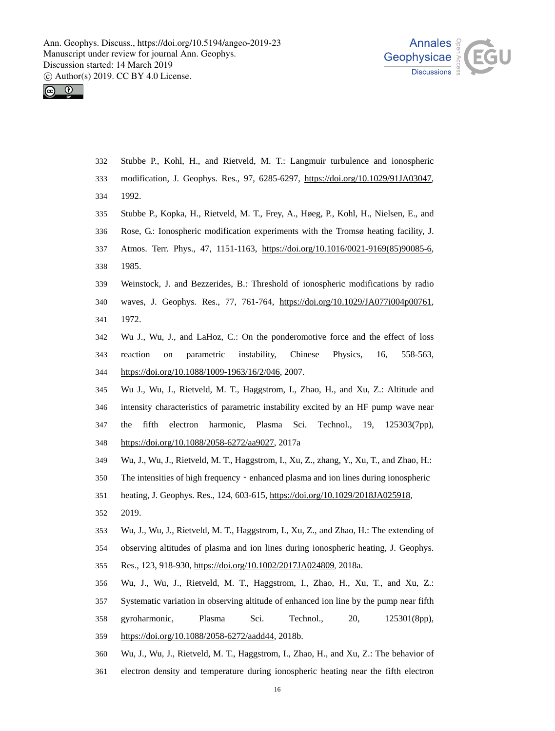Stubbe P., Kohl, H., and Rietveld, M. T.: Langmuir turbulence and ionospheric modification, J. Geophys. Res., 97, 6285-6297, https://doi.org/10.1029/91JA03047, 1992.

Stubbe P., Kopka, H., Rietveld, M. T., Frey, A., Høeg, P., Kohl, H., Nielsen, E., and Rose, G.: Ionospheric modification experiments with the Tromsø heating facility, J. Atmos. Terr. Phys., 47, 1151-1163, https://doi.org/10.1016/0021-9169(85)90085-6, 1985.

Weinstock, J. and Bezzerides, B.: Threshold of ionospheric modifications by radio waves, J. Geophys. Res., 77, 761-764, https://doi.org/10.1029/JA077i004p00761, 1972.

Wu J., Wu, J., and LaHoz, C.: On the ponderomotive force and the effect of loss reaction on parametric instability, Chinese Physics, 16, 558-563, https://doi.org/10.1088/1009-1963/16/2/046, 2007.

Wu J., Wu, J., Rietveld, M. T., Haggstrom, I., Zhao, H., and Xu, Z.: Altitude and intensity characteristics of parametric instability excited by an HF pump wave near the fifth electron harmonic, Plasma Sci. Technol., 19, 125303(7pp), https://doi.org/10.1088/2058-6272/aa9027, 2017a

Wu, J., Wu, J., Rietveld, M. T., Haggstrom, I., Xu, Z., zhang, Y., Xu, T., and Zhao, H.: The intensities of high frequency - enhanced plasma and ion lines during ionospheric heating, J. Geophys. Res., 124, 603-615, https://doi.org/10.1029/2018JA025918, 2019.

Wu, J., Wu, J., Rietveld, M. T., Haggstrom, I., Xu, Z., and Zhao, H.: The extending of observing altitudes of plasma and ion lines during ionospheric heating, J. Geophys. Res., 123, 918-930, https://doi.org/10.1002/2017JA024809, 2018a.

Wu, J., Wu, J., Rietveld, M. T., Haggstrom, I., Zhao, H., Xu, T., and Xu, Z.: Systematic variation in observing altitude of enhanced ion line by the pump near fifth gyroharmonic, Plasma Sci. Technol., 20, 125301(8pp), https://doi.org/10.1088/2058-6272/aadd44, 2018b.

Wu, J., Wu, J., Rietveld, M. T., Haggstrom, I., Zhao, H., and Xu, Z.: The behavior of electron density and temperature during ionospheric heating near the fifth electron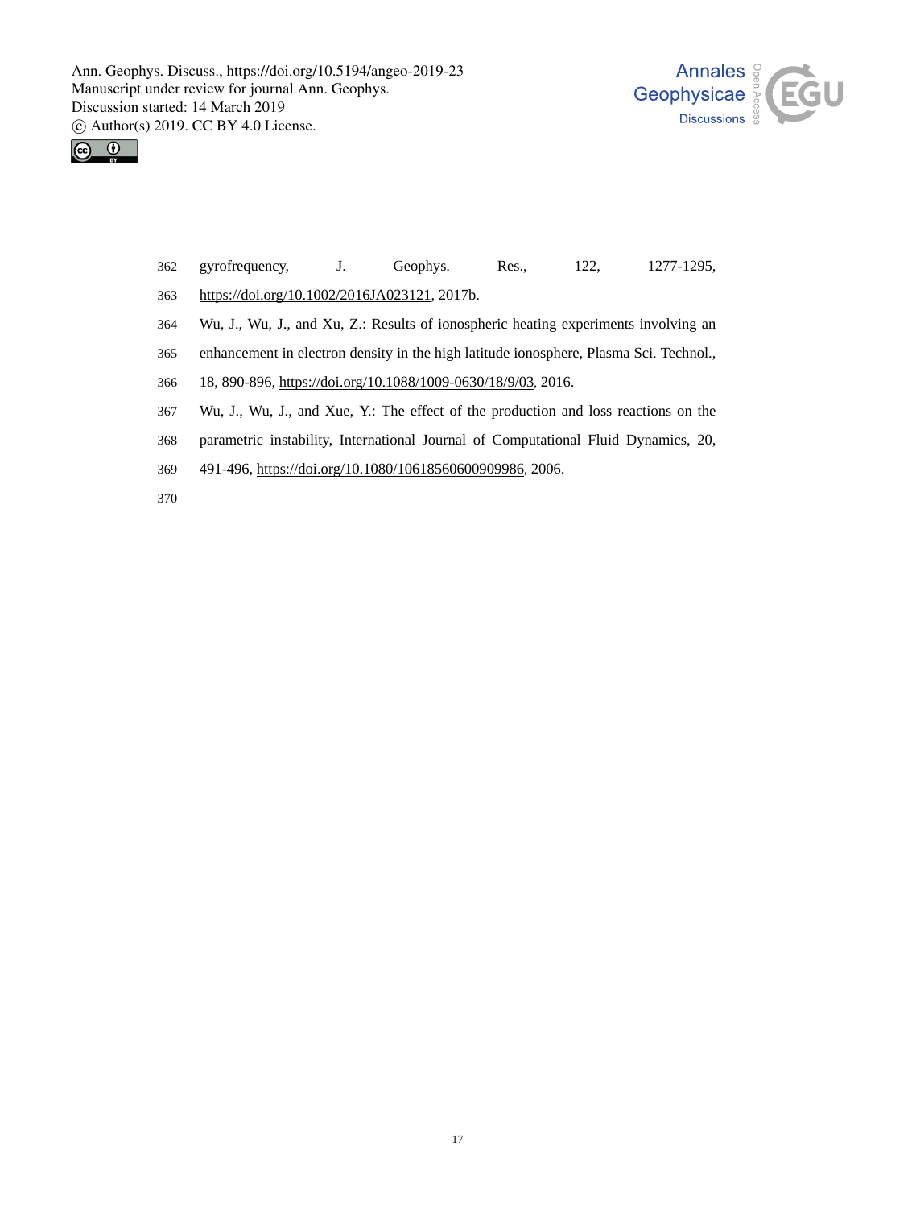362 gyrofrequency, J. Geophys. Res., 122, 1277-1295,

363 https://doi.org/10.1002/2016JA023121, 2017b.

364 Wu, J., Wu, J., and Xu, Z.: Results of ionospheric heating experiments involving an

365 enhancement in electron density in the high latitude ionosphere, Plasma Sci. Technol.,

366 18, 890-896, https://doi.org/10.1088/1009-0630/18/9/03, 2016.

367 Wu, J., Wu, J., and Xue, Y.: The effect of the production and loss reactions on the

368 parametric instability, International Journal of Computational Fluid Dynamics, 20,

369 491-496, https://doi.org/10.1080/10618560600909986, 2006.

370